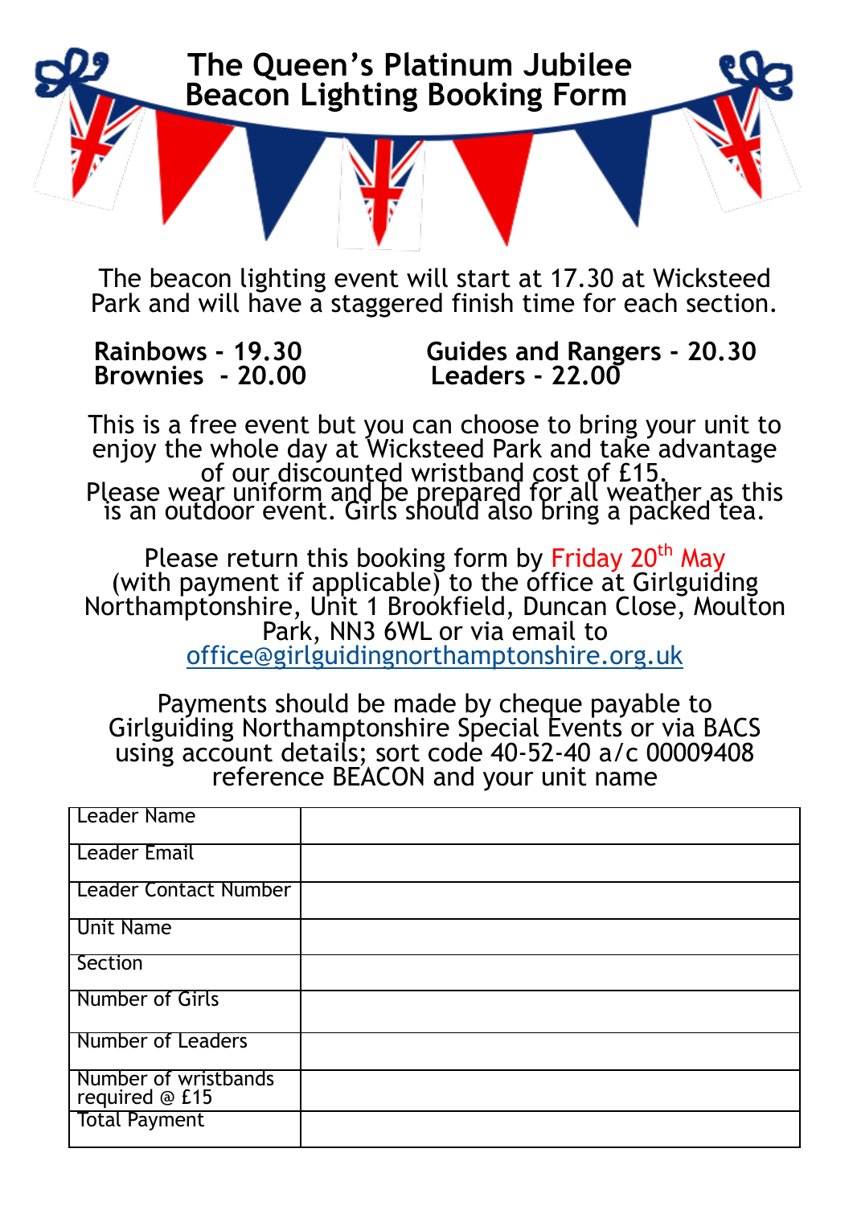# The Queen's Platinum Jubilee Beacon Lighting Booking Form

The beacon lighting event will start at 17.30 at Wicksteed Park and will have a staggered finish time for each section.

**Rainbows - 19.30**
**Brownies - 20.00**
**Guides and Rangers - 20.30**
**Leaders - 22.00**

This is a free event but you can choose to bring your unit to enjoy the whole day at Wicksteed Park and take advantage of our discounted wristband cost of £15.
Please wear uniform and be prepared for all weather as this is an outdoor event. Girls should also bring a packed tea.

Please return this booking form by Friday 20th May (with payment if applicable) to the office at Girlguiding Northamptonshire, Unit 1 Brookfield, Duncan Close, Moulton Park, NN3 6WL or via email to office@girlguidingnorthamptonshire.org.uk

Payments should be made by cheque payable to Girlguiding Northamptonshire Special Events or via BACS using account details; sort code 40-52-40 a/c 00009408 reference BEACON and your unit name

| | |
|---|---|
| Leader Name | |
| Leader Email | |
| Leader Contact Number | |
| Unit Name | |
| Section | |
| Number of Girls | |
| Number of Leaders | |
| Number of wristbands required @ £15 | |
| Total Payment | |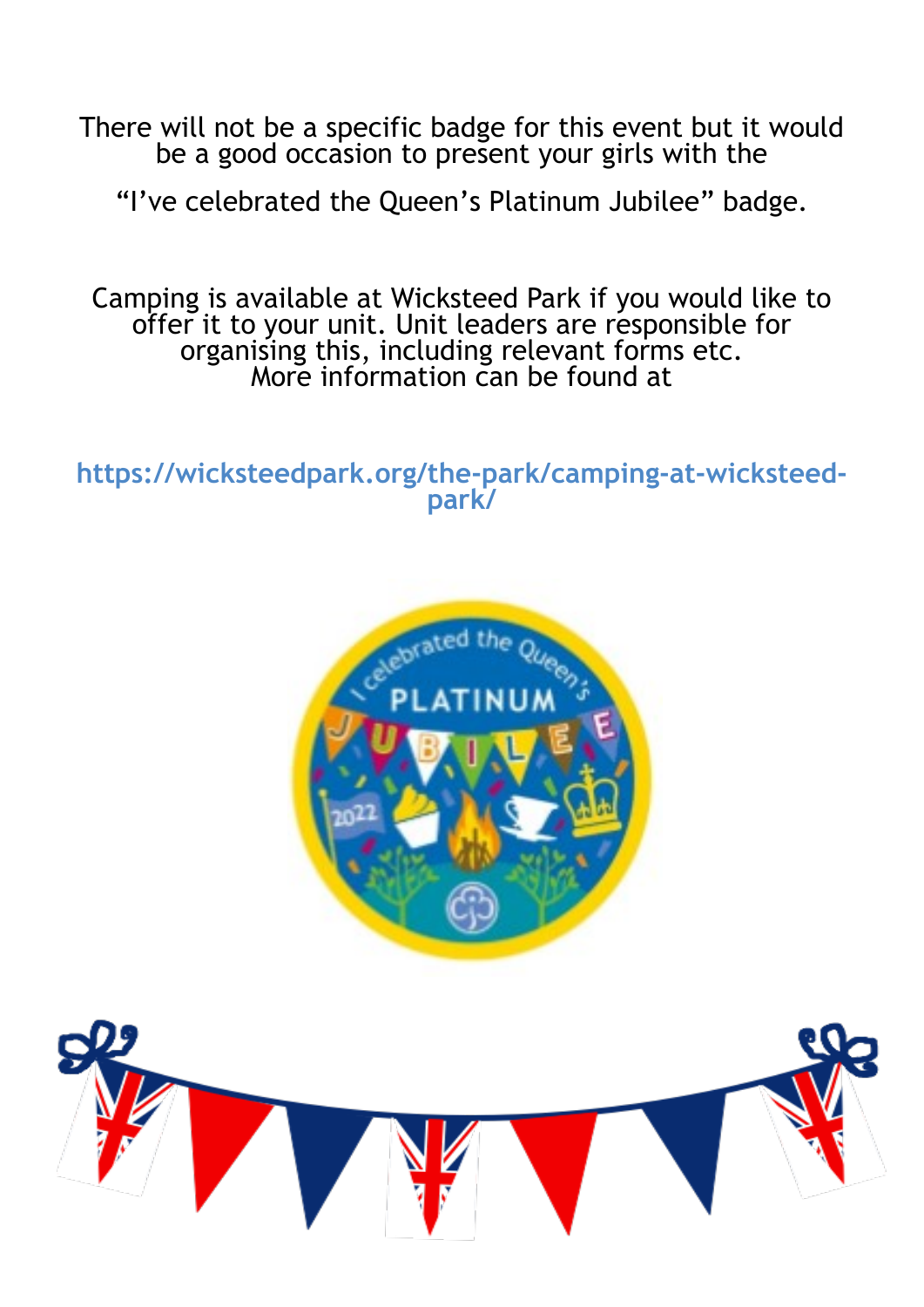There will not be a specific badge for this event but it would be a good occasion to present your girls with the

"I've celebrated the Queen's Platinum Jubilee" badge.

Camping is available at Wicksteed Park if you would like to offer it to your unit. Unit leaders are responsible for organising this, including relevant forms etc. More information can be found at

https://wicksteedpark.org/the-park/camping-at-wicksteed-park/